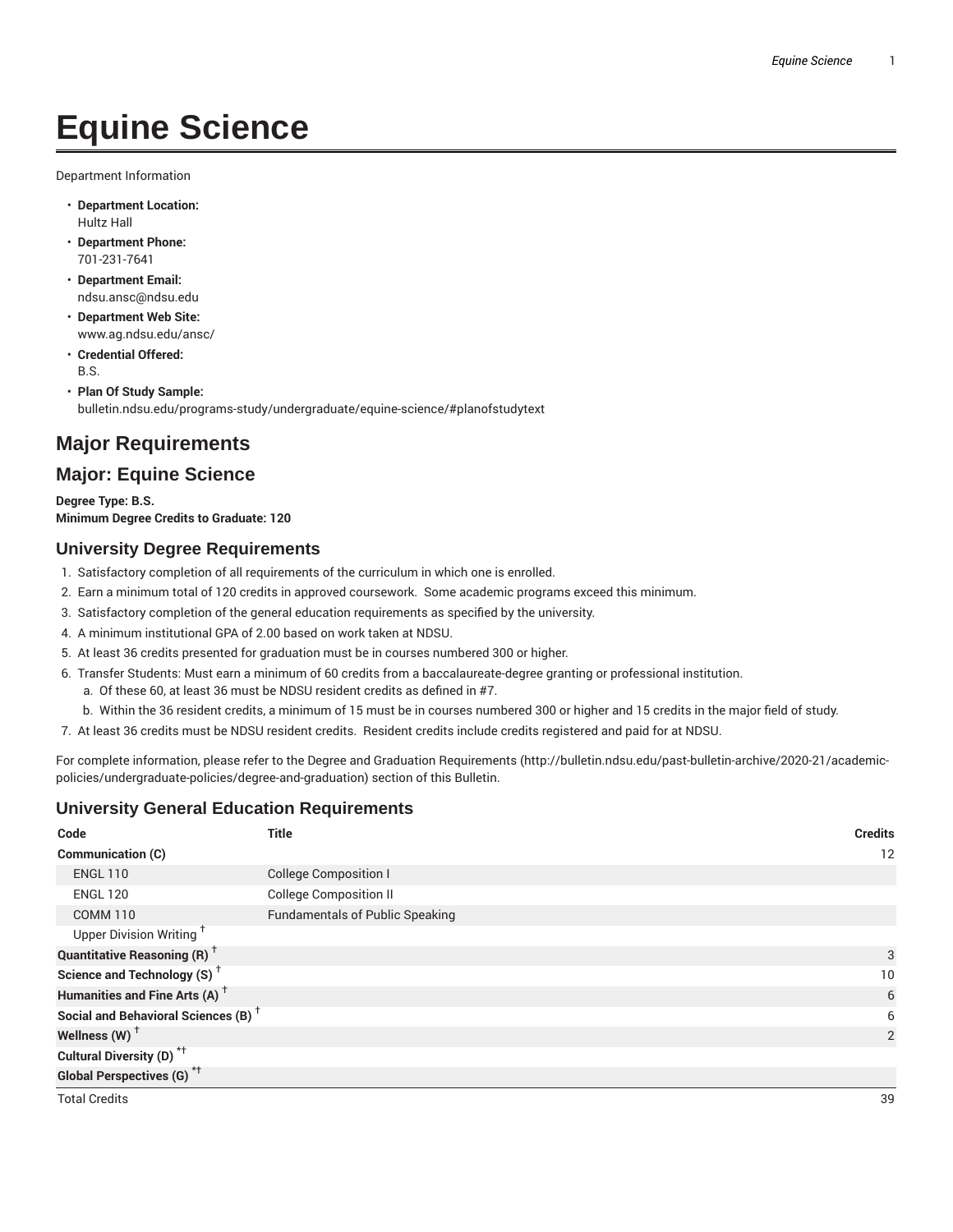# Equine Science

Department Information

- **Department Location:**
  Hultz Hall
- **Department Phone:**
  701-231-7641
- **Department Email:**
  ndsu.ansc@ndsu.edu
- **Department Web Site:**
  www.ag.ndsu.edu/ansc/
- **Credential Offered:**
  B.S.
- **Plan Of Study Sample:**
  bulletin.ndsu.edu/programs-study/undergraduate/equine-science/#planofstudytext

## Major Requirements

## Major: Equine Science

**Degree Type: B.S.**
**Minimum Degree Credits to Graduate: 120**

### University Degree Requirements

1. Satisfactory completion of all requirements of the curriculum in which one is enrolled.
2. Earn a minimum total of 120 credits in approved coursework. Some academic programs exceed this minimum.
3. Satisfactory completion of the general education requirements as specified by the university.
4. A minimum institutional GPA of 2.00 based on work taken at NDSU.
5. At least 36 credits presented for graduation must be in courses numbered 300 or higher.
6. Transfer Students: Must earn a minimum of 60 credits from a baccalaureate-degree granting or professional institution.
   a. Of these 60, at least 36 must be NDSU resident credits as defined in #7.
   b. Within the 36 resident credits, a minimum of 15 must be in courses numbered 300 or higher and 15 credits in the major field of study.
7. At least 36 credits must be NDSU resident credits. Resident credits include credits registered and paid for at NDSU.

For complete information, please refer to the Degree and Graduation Requirements (http://bulletin.ndsu.edu/past-bulletin-archive/2020-21/academic-policies/undergraduate-policies/degree-and-graduation) section of this Bulletin.

### University General Education Requirements

| Code | Title | Credits |
|---|---|---|
| **Communication (C)** | | 12 |
| ENGL 110 | College Composition I | |
| ENGL 120 | College Composition II | |
| COMM 110 | Fundamentals of Public Speaking | |
| Upper Division Writing † | | |
| **Quantitative Reasoning (R) †** | | 3 |
| **Science and Technology (S) †** | | 10 |
| **Humanities and Fine Arts (A) †** | | 6 |
| **Social and Behavioral Sciences (B) †** | | 6 |
| **Wellness (W) †** | | 2 |
| **Cultural Diversity (D) *†** | | |
| **Global Perspectives (G) *†** | | |
| Total Credits | | 39 |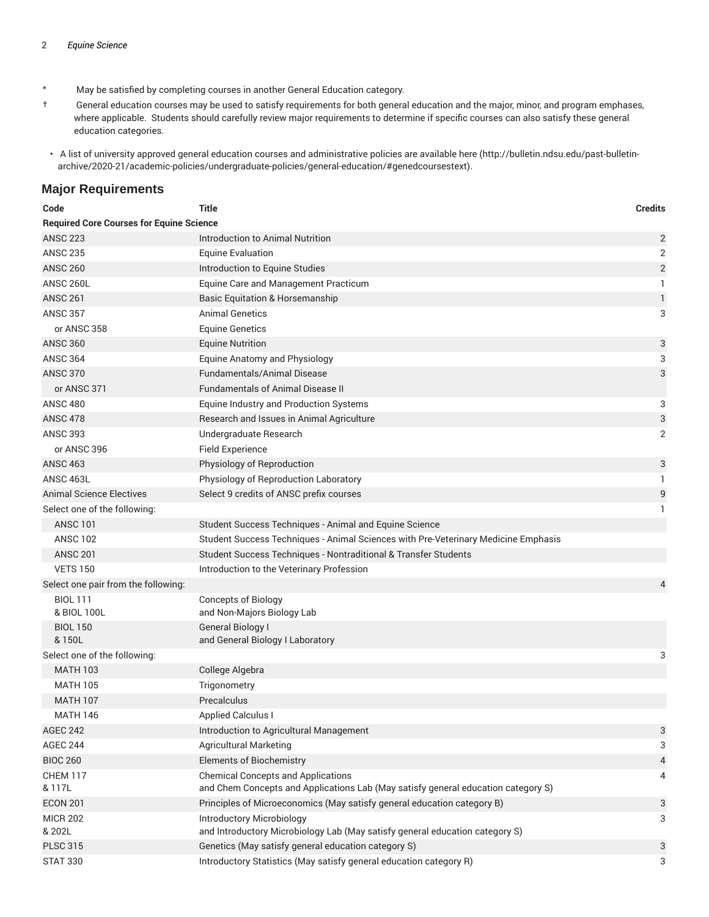\* May be satisfied by completing courses in another General Education category.

† General education courses may be used to satisfy requirements for both general education and the major, minor, and program emphases, where applicable. Students should carefully review major requirements to determine if specific courses can also satisfy these general education categories.

- A list of university approved general education courses and administrative policies are available here (http://bulletin.ndsu.edu/past-bulletin-archive/2020-21/academic-policies/undergraduate-policies/general-education/#genedcoursestext).

## Major Requirements

| Code | Title | Credits |
| --- | --- | --- |
| **Required Core Courses for Equine Science** | | |
| ANSC 223 | Introduction to Animal Nutrition | 2 |
| ANSC 235 | Equine Evaluation | 2 |
| ANSC 260 | Introduction to Equine Studies | 2 |
| ANSC 260L | Equine Care and Management Practicum | 1 |
| ANSC 261 | Basic Equitation & Horsemanship | 1 |
| ANSC 357 | Animal Genetics | 3 |
| or ANSC 358 | Equine Genetics | |
| ANSC 360 | Equine Nutrition | 3 |
| ANSC 364 | Equine Anatomy and Physiology | 3 |
| ANSC 370 | Fundamentals/Animal Disease | 3 |
| or ANSC 371 | Fundamentals of Animal Disease II | |
| ANSC 480 | Equine Industry and Production Systems | 3 |
| ANSC 478 | Research and Issues in Animal Agriculture | 3 |
| ANSC 393 | Undergraduate Research | 2 |
| or ANSC 396 | Field Experience | |
| ANSC 463 | Physiology of Reproduction | 3 |
| ANSC 463L | Physiology of Reproduction Laboratory | 1 |
| Animal Science Electives | Select 9 credits of ANSC prefix courses | 9 |
| Select one of the following: | | 1 |
| ANSC 101 | Student Success Techniques - Animal and Equine Science | |
| ANSC 102 | Student Success Techniques - Animal Sciences with Pre-Veterinary Medicine Emphasis | |
| ANSC 201 | Student Success Techniques - Nontraditional & Transfer Students | |
| VETS 150 | Introduction to the Veterinary Profession | |
| Select one pair from the following: | | 4 |
| BIOL 111 & BIOL 100L | Concepts of Biology and Non-Majors Biology Lab | |
| BIOL 150 & 150L | General Biology I and General Biology I Laboratory | |
| Select one of the following: | | 3 |
| MATH 103 | College Algebra | |
| MATH 105 | Trigonometry | |
| MATH 107 | Precalculus | |
| MATH 146 | Applied Calculus I | |
| AGEC 242 | Introduction to Agricultural Management | 3 |
| AGEC 244 | Agricultural Marketing | 3 |
| BIOC 260 | Elements of Biochemistry | 4 |
| CHEM 117 & 117L | Chemical Concepts and Applications and Chem Concepts and Applications Lab (May satisfy general education category S) | 4 |
| ECON 201 | Principles of Microeconomics (May satisfy general education category B) | 3 |
| MICR 202 & 202L | Introductory Microbiology and Introductory Microbiology Lab (May satisfy general education category S) | 3 |
| PLSC 315 | Genetics (May satisfy general education category S) | 3 |
| STAT 330 | Introductory Statistics (May satisfy general education category R) | 3 |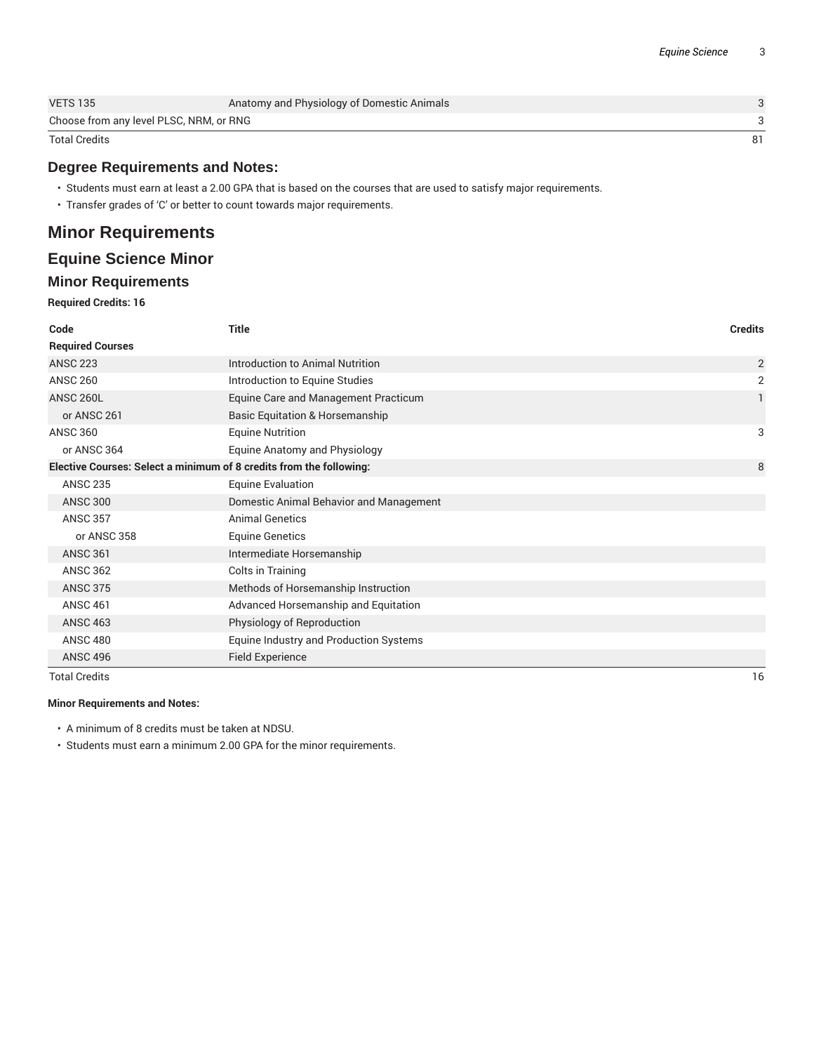| | | |
|---|---|---|
| VETS 135 | Anatomy and Physiology of Domestic Animals | 3 |
| Choose from any level PLSC, NRM, or RNG | | 3 |
| Total Credits | | 81 |

### Degree Requirements and Notes:

- Students must earn at least a 2.00 GPA that is based on the courses that are used to satisfy major requirements.
- Transfer grades of 'C' or better to count towards major requirements.

# Minor Requirements

## Equine Science Minor

### Minor Requirements

**Required Credits: 16**

| Code | Title | Credits |
|---|---|---|
| **Required Courses** | | |
| ANSC 223 | Introduction to Animal Nutrition | 2 |
| ANSC 260 | Introduction to Equine Studies | 2 |
| ANSC 260L | Equine Care and Management Practicum | 1 |
| or ANSC 261 | Basic Equitation & Horsemanship | |
| ANSC 360 | Equine Nutrition | 3 |
| or ANSC 364 | Equine Anatomy and Physiology | |
| **Elective Courses: Select a minimum of 8 credits from the following:** | | 8 |
| ANSC 235 | Equine Evaluation | |
| ANSC 300 | Domestic Animal Behavior and Management | |
| ANSC 357 | Animal Genetics | |
| or ANSC 358 | Equine Genetics | |
| ANSC 361 | Intermediate Horsemanship | |
| ANSC 362 | Colts in Training | |
| ANSC 375 | Methods of Horsemanship Instruction | |
| ANSC 461 | Advanced Horsemanship and Equitation | |
| ANSC 463 | Physiology of Reproduction | |
| ANSC 480 | Equine Industry and Production Systems | |
| ANSC 496 | Field Experience | |
| Total Credits | | 16 |

**Minor Requirements and Notes:**

- A minimum of 8 credits must be taken at NDSU.
- Students must earn a minimum 2.00 GPA for the minor requirements.